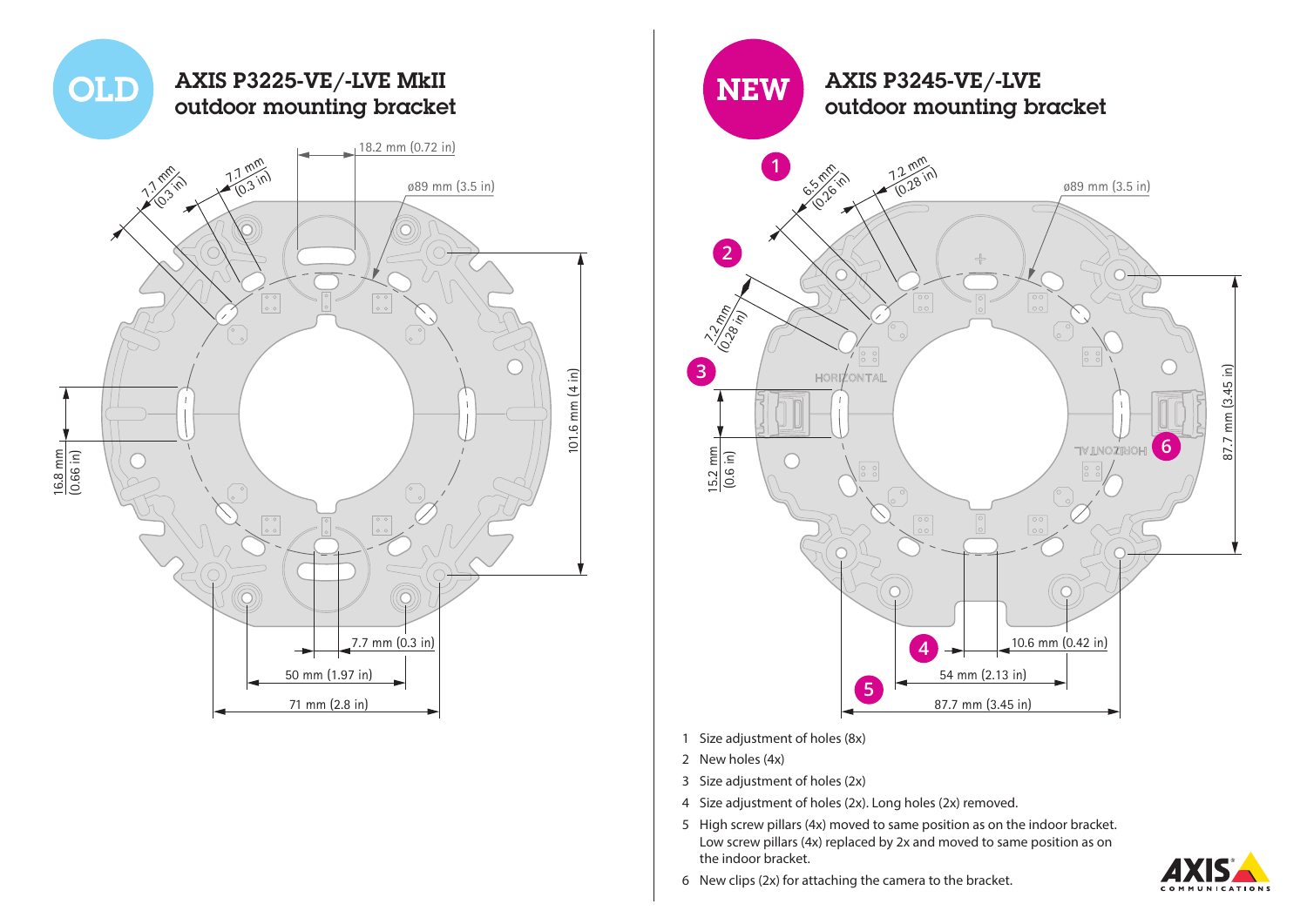## OLD

### AXIS P3225-VE/-LVE MkII outdoor mounting bracket

7.7 mm (0.3 in)

7.7 mm (0.3 in)

18.2 mm (0.72 in)

ø89 mm (3.5 in)

101.6 mm (4 in)

16.8 mm (0.66 in)

7.7 mm (0.3 in)

50 mm (1.97 in)

71 mm (2.8 in)

## NEW

### AXIS P3245-VE/-LVE outdoor mounting bracket

6.5 mm (0.26 in)

7.2 mm (0.28 in)

ø89 mm (3.5 in)

7.2 mm (0.28 in)

HORIZONTAL

15.2 mm (0.6 in)

87.7 mm (3.45 in)

10.6 mm (0.42 in)

54 mm (2.13 in)

87.7 mm (3.45 in)

1. Size adjustment of holes (8x)
2. New holes (4x)
3. Size adjustment of holes (2x)
4. Size adjustment of holes (2x). Long holes (2x) removed.
5. High screw pillars (4x) moved to same position as on the indoor bracket. Low screw pillars (4x) replaced by 2x and moved to same position as on the indoor bracket.
6. New clips (2x) for attaching the camera to the bracket.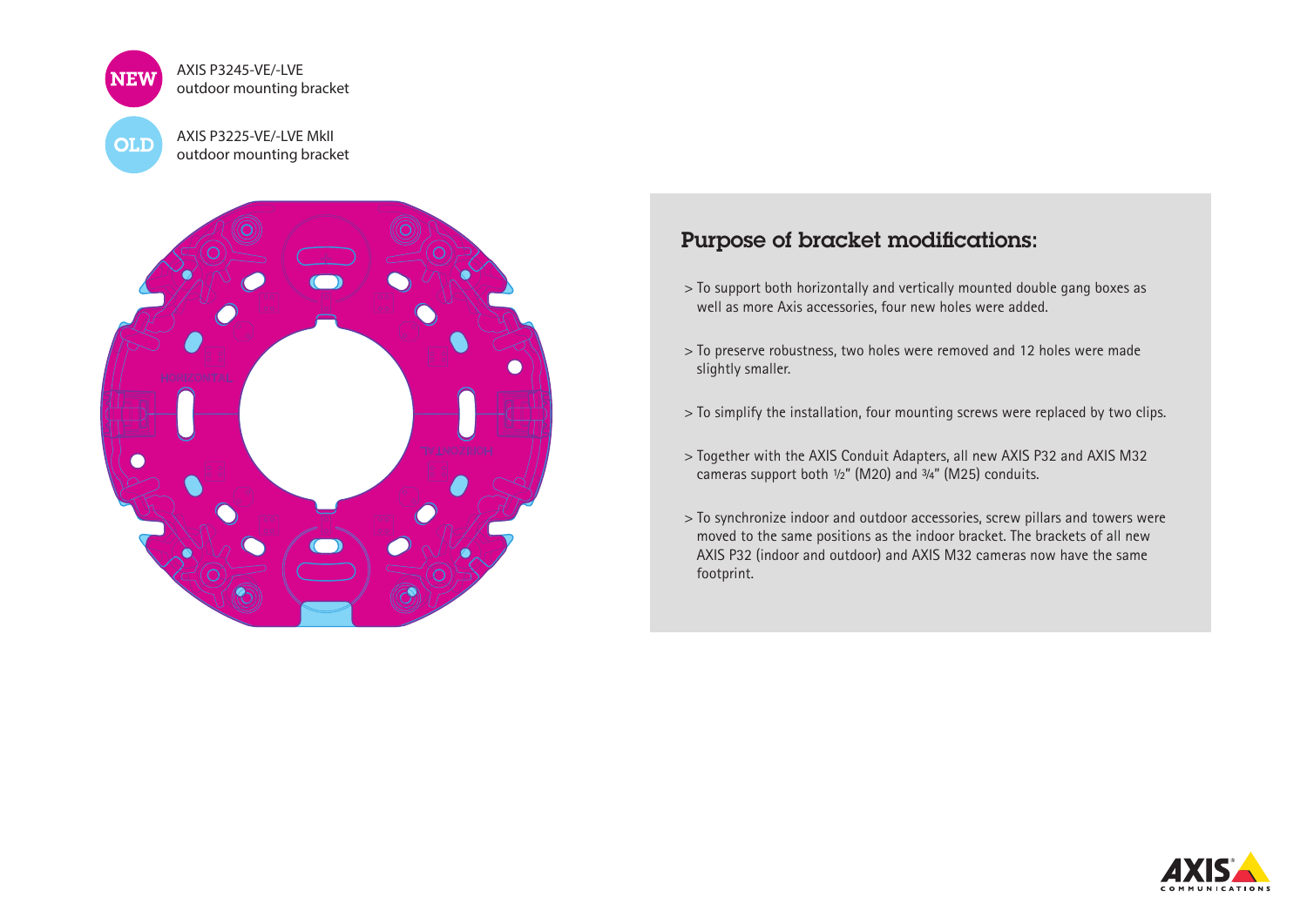NEW AXIS P3245-VE/-LVE
outdoor mounting bracket

OLD AXIS P3225-VE/-LVE MkII
outdoor mounting bracket

## Purpose of bracket modifications:

> To support both horizontally and vertically mounted double gang boxes as well as more Axis accessories, four new holes were added.

> To preserve robustness, two holes were removed and 12 holes were made slightly smaller.

> To simplify the installation, four mounting screws were replaced by two clips.

> Together with the AXIS Conduit Adapters, all new AXIS P32 and AXIS M32 cameras support both ½" (M20) and ¾" (M25) conduits.

> To synchronize indoor and outdoor accessories, screw pillars and towers were moved to the same positions as the indoor bracket. The brackets of all new AXIS P32 (indoor and outdoor) and AXIS M32 cameras now have the same footprint.